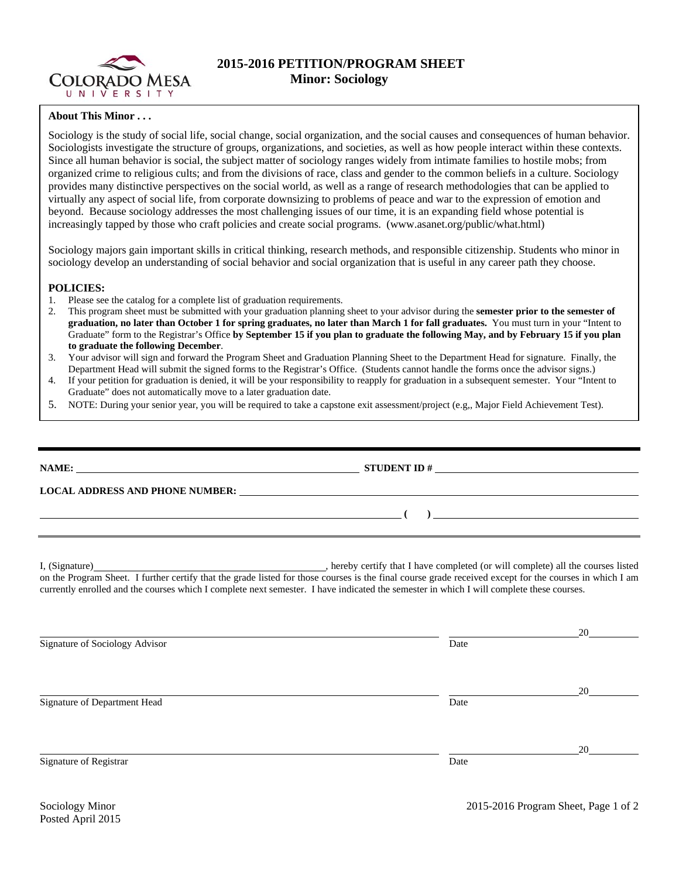# 2015-2016 PETITION/PROGRAM SHEET
## Minor: Sociology

**About This Minor . . .**

Sociology is the study of social life, social change, social organization, and the social causes and consequences of human behavior. Sociologists investigate the structure of groups, organizations, and societies, as well as how people interact within these contexts. Since all human behavior is social, the subject matter of sociology ranges widely from intimate families to hostile mobs; from organized crime to religious cults; and from the divisions of race, class and gender to the common beliefs in a culture. Sociology provides many distinctive perspectives on the social world, as well as a range of research methodologies that can be applied to virtually any aspect of social life, from corporate downsizing to problems of peace and war to the expression of emotion and beyond. Because sociology addresses the most challenging issues of our time, it is an expanding field whose potential is increasingly tapped by those who craft policies and create social programs. (www.asanet.org/public/what.html)

Sociology majors gain important skills in critical thinking, research methods, and responsible citizenship. Students who minor in sociology develop an understanding of social behavior and social organization that is useful in any career path they choose.

**POLICIES:**

1. Please see the catalog for a complete list of graduation requirements.
2. This program sheet must be submitted with your graduation planning sheet to your advisor during the **semester prior to the semester of graduation, no later than October 1 for spring graduates, no later than March 1 for fall graduates.** You must turn in your "Intent to Graduate" form to the Registrar's Office **by September 15 if you plan to graduate the following May, and by February 15 if you plan to graduate the following December**.
3. Your advisor will sign and forward the Program Sheet and Graduation Planning Sheet to the Department Head for signature. Finally, the Department Head will submit the signed forms to the Registrar's Office. (Students cannot handle the forms once the advisor signs.)
4. If your petition for graduation is denied, it will be your responsibility to reapply for graduation in a subsequent semester. Your "Intent to Graduate" does not automatically move to a later graduation date.
5. NOTE: During your senior year, you will be required to take a capstone exit assessment/project (e.g,, Major Field Achievement Test).

---

**NAME:** ______________________________ **STUDENT ID #** ______________________________

**LOCAL ADDRESS AND PHONE NUMBER:** ______________________________________________

______________________________________________ **( )** ______________________________

I, (Signature)______________________________, hereby certify that I have completed (or will complete) all the courses listed on the Program Sheet. I further certify that the grade listed for those courses is the final course grade received except for the courses in which I am currently enrolled and the courses which I complete next semester. I have indicated the semester in which I will complete these courses.

______________________________________________ ______________________20________
Signature of Sociology Advisor Date

______________________________________________ ______________________20________
Signature of Department Head Date

______________________________________________ ______________________20________
Signature of Registrar Date

Sociology Minor
Posted April 2015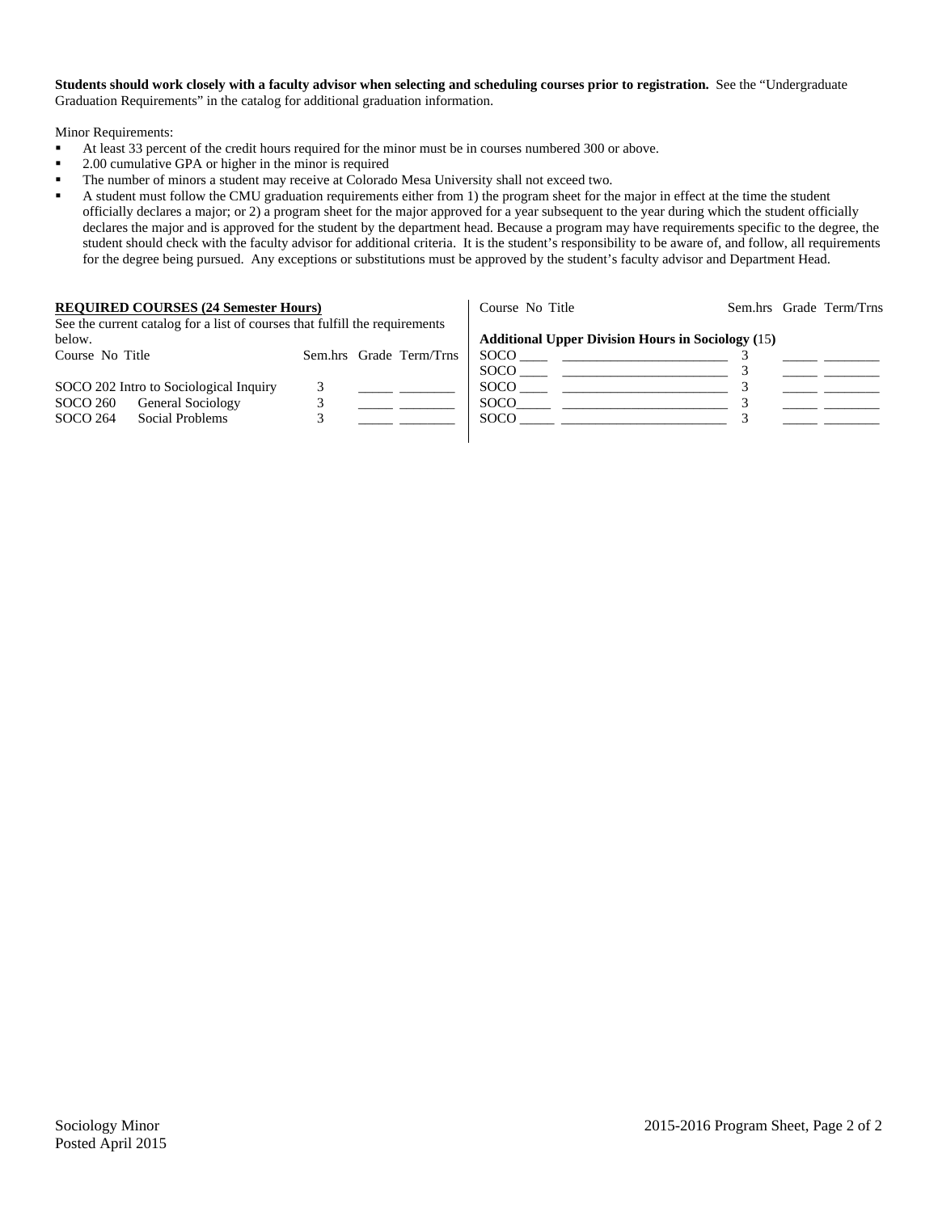**Students should work closely with a faculty advisor when selecting and scheduling courses prior to registration.** See the "Undergraduate Graduation Requirements" in the catalog for additional graduation information.

Minor Requirements:

- At least 33 percent of the credit hours required for the minor must be in courses numbered 300 or above.
- 2.00 cumulative GPA or higher in the minor is required
- The number of minors a student may receive at Colorado Mesa University shall not exceed two.
- A student must follow the CMU graduation requirements either from 1) the program sheet for the major in effect at the time the student officially declares a major; or 2) a program sheet for the major approved for a year subsequent to the year during which the student officially declares the major and is approved for the student by the department head. Because a program may have requirements specific to the degree, the student should check with the faculty advisor for additional criteria. It is the student's responsibility to be aware of, and follow, all requirements for the degree being pursued. Any exceptions or substitutions must be approved by the student's faculty advisor and Department Head.

**REQUIRED COURSES (24 Semester Hours)**

See the current catalog for a list of courses that fulfill the requirements below.

| Course No | Title | Sem.hrs | Grade | Term/Trns |
|---|---|---|---|---|
| SOCO 202 | Intro to Sociological Inquiry | 3 | _____ | ________ |
| SOCO 260 | General Sociology | 3 | _____ | ________ |
| SOCO 264 | Social Problems | 3 | _____ | ________ |

**Additional Upper Division Hours in Sociology (15)**

| Course No | Title | Sem.hrs | Grade | Term/Trns |
|---|---|---|---|---|
| SOCO ____ | ________________________ | 3 | _____ | ________ |
| SOCO ____ | ________________________ | 3 | _____ | ________ |
| SOCO ____ | ________________________ | 3 | _____ | ________ |
| SOCO_____ | ________________________ | 3 | _____ | ________ |
| SOCO _____ | ________________________ | 3 | _____ | ________ |

Sociology Minor
Posted April 2015